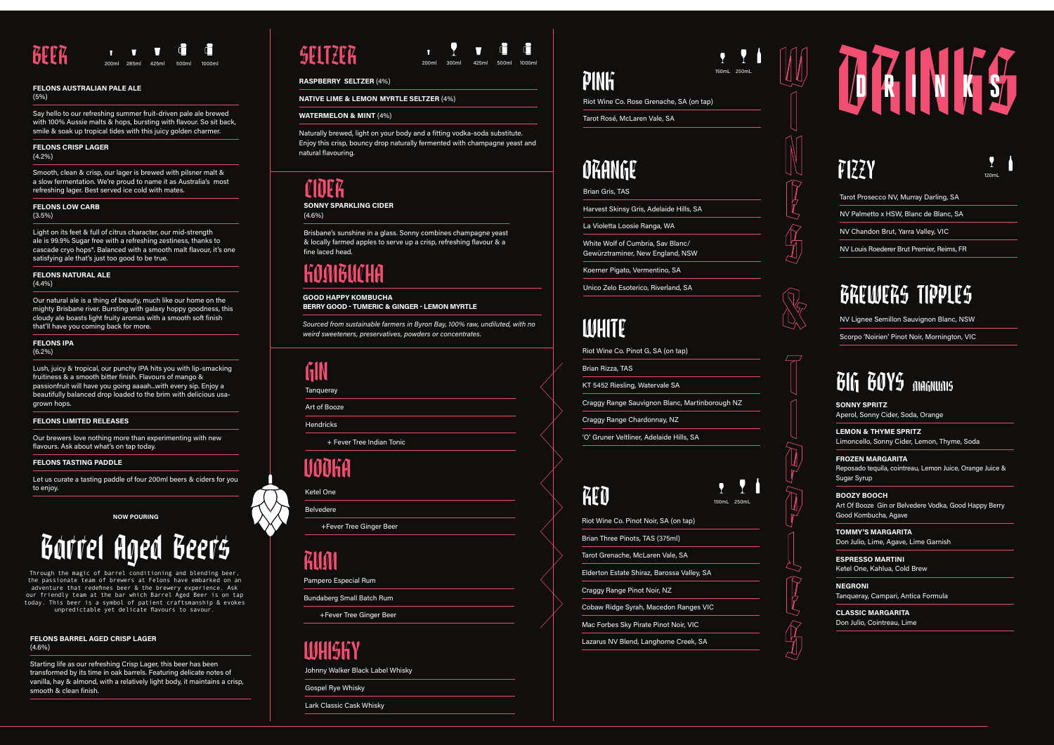## BEER

200ml | 285ml | 425ml | 500ml | 1000ml

**FELONS AUSTRALIAN PALE ALE**
(5%)

Say hello to our refreshing summer fruit-driven pale ale brewed with 100% Aussie malts & hops, bursting with flavour. So sit back, smile & soak up tropical tides with this juicy golden charmer.

**FELONS CRISP LAGER**
(4.2%)

Smooth, clean & crisp, our lager is brewed with pilsner malt & a slow fermentation. We're proud to name it as Australia's most refreshing lager. Best served ice cold with mates.

**FELONS LOW CARB**
(3.5%)

Light on its feet & full of citrus character, our mid-strength ale is 99.9% Sugar free with a refreshing zestiness, thanks to cascade cryo hops*. Balanced with a smooth malt flavour, it's one satisfying ale that's just too good to be true.

**FELONS NATURAL ALE**
(4.4%)

Our natural ale is a thing of beauty, much like our home on the mighty Brisbane river. Bursting with galaxy hoppy goodness, this cloudy ale boasts light fruity aromas with a smooth soft finish that'll have you coming back for more.

**FELONS IPA**
(6.2%)

Lush, juicy & tropical, our punchy IPA hits you with lip-smacking fruitiness & a smooth bitter finish. Flavours of mango & passionfruit will have you going aaaah...with every sip. Enjoy a beautifully balanced drop loaded to the brim with delicious usa-grown hops.

**FELONS LIMITED RELEASES**

Our brewers love nothing more than experimenting with new flavours. Ask about what's on tap today.

**FELONS TASTING PADDLE**

Let us curate a tasting paddle of four 200ml beers & ciders for you to enjoy.

**NOW POURING**

## Barrel Aged Beers

Through the magic of barrel conditioning and blending beer, the passionate team of brewers at Felons have embarked on an adventure that redefines beer & the brewery experience. Ask our friendly team at the bar which Barrel Aged Beer is on tap today. This beer is a symbol of patient craftsmanship & evokes unpredictable yet delicate flavours to savour.

**FELONS BARREL AGED CRISP LAGER**
(4.6%)

Starting life as our refreshing Crisp Lager, this beer has been transformed by its time in oak barrels. Featuring delicate notes of vanilla, hay & almond, with a relatively light body, it maintains a crisp, smooth & clean finish.

## SELTZER

200ml | 300ml | 425ml | 500ml | 1000ml

**RASPBERRY SELTZER** (4%)

**NATIVE LIME & LEMON MYRTLE SELTZER** (4%)

**WATERMELON & MINT** (4%)

Naturally brewed, light on your body and a fitting vodka-soda substitute. Enjoy this crisp, bouncy drop naturally fermented with champagne yeast and natural flavouring.

## CIDER

**SONNY SPARKLING CIDER**
(4.6%)

Brisbane's sunshine in a glass. Sonny combines champagne yeast & locally farmed apples to serve up a crisp, refreshing flavour & a fine laced head.

## KOMBUCHA

**GOOD HAPPY KOMBUCHA**
**BERRY GOOD - TUMERIC & GINGER - LEMON MYRTLE**

*Sourced from sustainable farmers in Byron Bay, 100% raw, undiluted, with no weird sweeteners, preservatives, powders or concentrates.*

## GIN

Tanqueray

Art of Booze

Hendricks

+ Fever Tree Indian Tonic

## VODKA

Ketel One

Belvedere

+Fever Tree Ginger Beer

## RUM

Pampero Especial Rum

Bundaberg Small Batch Rum

+Fever Tree Ginger Beer

## WHISKY

Johnny Walker Black Label Whisky

Gospel Rye Whisky

Lark Classic Cask Whisky

# WINES & TIPPLES

## PINK

150mL | 250mL

Riot Wine Co. Rose Grenache, SA (on tap)

Tarot Rosé, McLaren Vale, SA

## ORANGE

Brian Gris, TAS

Harvest Skinsy Gris, Adelaide Hills, SA

La Violetta Loosie Ranga, WA

White Wolf of Cumbria, Sav Blanc/ Gewürztraminer, New England, NSW

Koerner Pigato, Vermentino, SA

Unico Zelo Esoterico, Riverland, SA

## WHITE

Riot Wine Co. Pinot G, SA (on tap)

Brian Rizza, TAS

KT 5452 Riesling, Watervale SA

Craggy Range Sauvignon Blanc, Martinborough NZ

Craggy Range Chardonnay, NZ

'O' Gruner Veltliner, Adelaide Hills, SA

## RED

150mL | 250mL

Riot Wine Co. Pinot Noir, SA (on tap)

Brian Three Pinots, TAS (375ml)

Tarot Grenache, McLaren Vale, SA

Elderton Estate Shiraz, Barossa Valley, SA

Craggy Range Pinot Noir, NZ

Cobaw Ridge Syrah, Macedon Ranges VIC

Mac Forbes Sky Pirate Pinot Noir, VIC

Lazarus NV Blend, Langhorne Creek, SA

# DRINKS

## FIZZY

120mL

Tarot Prosecco NV, Murray Darling, SA

NV Palmetto x HSW, Blanc de Blanc, SA

NV Chandon Brut, Yarra Valley, VIC

NV Louis Roederer Brut Premier, Reims, FR

## BREWERS TIPPLES

NV Lignee Semillon Sauvignon Blanc, NSW

Scorpo 'Noirien' Pinot Noir, Mornington, VIC

## BIG BOYS MAGNUMS

**SONNY SPRITZ**
Aperol, Sonny Cider, Soda, Orange

**LEMON & THYME SPRITZ**
Limoncello, Sonny Cider, Lemon, Thyme, Soda

**FROZEN MARGARITA**
Reposado tequila, cointreau, Lemon Juice, Orange Juice & Sugar Syrup

**BOOZY BOOCH**
Art Of Booze Gin or Belvedere Vodka, Good Happy Berry Good Kombucha, Agave

**TOMMY'S MARGARITA**
Don Julio, Lime, Agave, Lime Garnish

**ESPRESSO MARTINI**
Ketel One, Kahlua, Cold Brew

**NEGRONI**
Tanqueray, Campari, Antica Formula

**CLASSIC MARGARITA**
Don Julio, Cointreau, Lime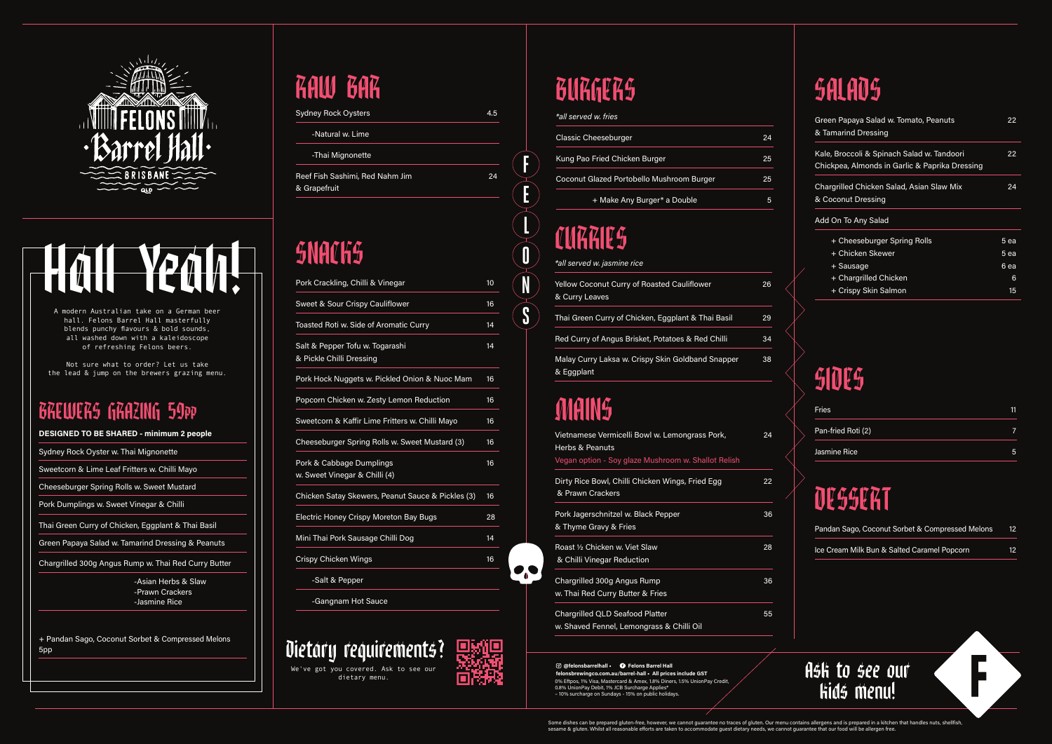# FELONS Barrel Hall BRISBANE QLD

# Hall Yeah!

A modern Australian take on a German beer hall. Felons Barrel Hall masterfully blends punchy flavours & bold sounds, all washed down with a kaleidoscope of refreshing Felons beers.

Not sure what to order? Let us take the lead & jump on the brewers grazing menu.

## BREWERS GRAZING 59pp

**DESIGNED TO BE SHARED - minimum 2 people**

- Sydney Rock Oyster w. Thai Mignonette
- Sweetcorn & Lime Leaf Fritters w. Chilli Mayo
- Cheeseburger Spring Rolls w. Sweet Mustard
- Pork Dumplings w. Sweet Vinegar & Chilli
- Thai Green Curry of Chicken, Eggplant & Thai Basil
- Green Papaya Salad w. Tamarind Dressing & Peanuts
- Chargrilled 300g Angus Rump w. Thai Red Curry Butter

-Asian Herbs & Slaw
-Prawn Crackers
-Jasmine Rice

+ Pandan Sago, Coconut Sorbet & Compressed Melons 5pp

## RAW BAR

| | |
|---|---|
| Sydney Rock Oysters | 4.5 |
| -Natural w. Lime | |
| -Thai Mignonette | |
| Reef Fish Sashimi, Red Nahm Jim & Grapefruit | 24 |

## SNACKS

| | |
|---|---|
| Pork Crackling, Chilli & Vinegar | 10 |
| Sweet & Sour Crispy Cauliflower | 16 |
| Toasted Roti w. Side of Aromatic Curry | 14 |
| Salt & Pepper Tofu w. Togarashi & Pickle Chilli Dressing | 14 |
| Pork Hock Nuggets w. Pickled Onion & Nuoc Mam | 16 |
| Popcorn Chicken w. Zesty Lemon Reduction | 16 |
| Sweetcorn & Kaffir Lime Fritters w. Chilli Mayo | 16 |
| Cheeseburger Spring Rolls w. Sweet Mustard (3) | 16 |
| Pork & Cabbage Dumplings w. Sweet Vinegar & Chilli (4) | 16 |
| Chicken Satay Skewers, Peanut Sauce & Pickles (3) | 16 |
| Electric Honey Crispy Moreton Bay Bugs | 28 |
| Mini Thai Pork Sausage Chilli Dog | 14 |
| Crispy Chicken Wings | 16 |
| -Salt & Pepper | |
| -Gangnam Hot Sauce | |

# Dietary requirements?

We've got you covered. Ask to see our dietary menu.

F E L O N S

## BURGERS

*all served w. fries*

| | |
|---|---|
| Classic Cheeseburger | 24 |
| Kung Pao Fried Chicken Burger | 25 |
| Coconut Glazed Portobello Mushroom Burger | 25 |
| + Make Any Burger* a Double | 5 |

## CURRIES

*all served w. jasmine rice*

| | |
|---|---|
| Yellow Coconut Curry of Roasted Cauliflower & Curry Leaves | 26 |
| Thai Green Curry of Chicken, Eggplant & Thai Basil | 29 |
| Red Curry of Angus Brisket, Potatoes & Red Chilli | 34 |
| Malay Curry Laksa w. Crispy Skin Goldband Snapper & Eggplant | 38 |

## MAINS

| | |
|---|---|
| Vietnamese Vermicelli Bowl w. Lemongrass Pork, Herbs & Peanuts<br>Vegan option - Soy glaze Mushroom w. Shallot Relish | 24 |
| Dirty Rice Bowl, Chilli Chicken Wings, Fried Egg & Prawn Crackers | 22 |
| Pork Jagerschnitzel w. Black Pepper & Thyme Gravy & Fries | 36 |
| Roast ½ Chicken w. Viet Slaw & Chilli Vinegar Reduction | 28 |
| Chargrilled 300g Angus Rump w. Thai Red Curry Butter & Fries | 36 |
| Chargrilled QLD Seafood Platter w. Shaved Fennel, Lemongrass & Chilli Oil | 55 |

@felonsbarrelhall • Felons Barrel Hall
felonsbrewingco.com.au/barrel-hall • All prices include GST
0% Eftpos, 1% Visa, Mastercard & Amex, 1.8% Diners, 1.5% UnionPay Credit, 0.8% UnionPay Debit, 1% JCB Surcharge Applies*
- 10% surcharge on Sundays - 15% on public holidays.

## SALADS

| | |
|---|---|
| Green Papaya Salad w. Tomato, Peanuts & Tamarind Dressing | 22 |
| Kale, Broccoli & Spinach Salad w. Tandoori Chickpea, Almonds in Garlic & Paprika Dressing | 22 |
| Chargrilled Chicken Salad, Asian Slaw Mix & Coconut Dressing | 24 |
| Add On To Any Salad | |
| + Cheeseburger Spring Rolls | 5 ea |
| + Chicken Skewer | 5 ea |
| + Sausage | 6 ea |
| + Chargrilled Chicken | 6 |
| + Crispy Skin Salmon | 15 |

## SIDES

| | |
|---|---|
| Fries | 11 |
| Pan-fried Roti (2) | 7 |
| Jasmine Rice | 5 |

## DESSERT

| | |
|---|---|
| Pandan Sago, Coconut Sorbet & Compressed Melons | 12 |
| Ice Cream Milk Bun & Salted Caramel Popcorn | 12 |

Ask to see our kids menu!

F

Some dishes can be prepared gluten-free, however, we cannot guarantee no traces of gluten. Our menu contains allergens and is prepared in a kitchen that handles nuts, shellfish, sesame & gluten. Whilst all reasonable efforts are taken to accommodate guest dietary needs, we cannot guarantee that our food will be allergen free.